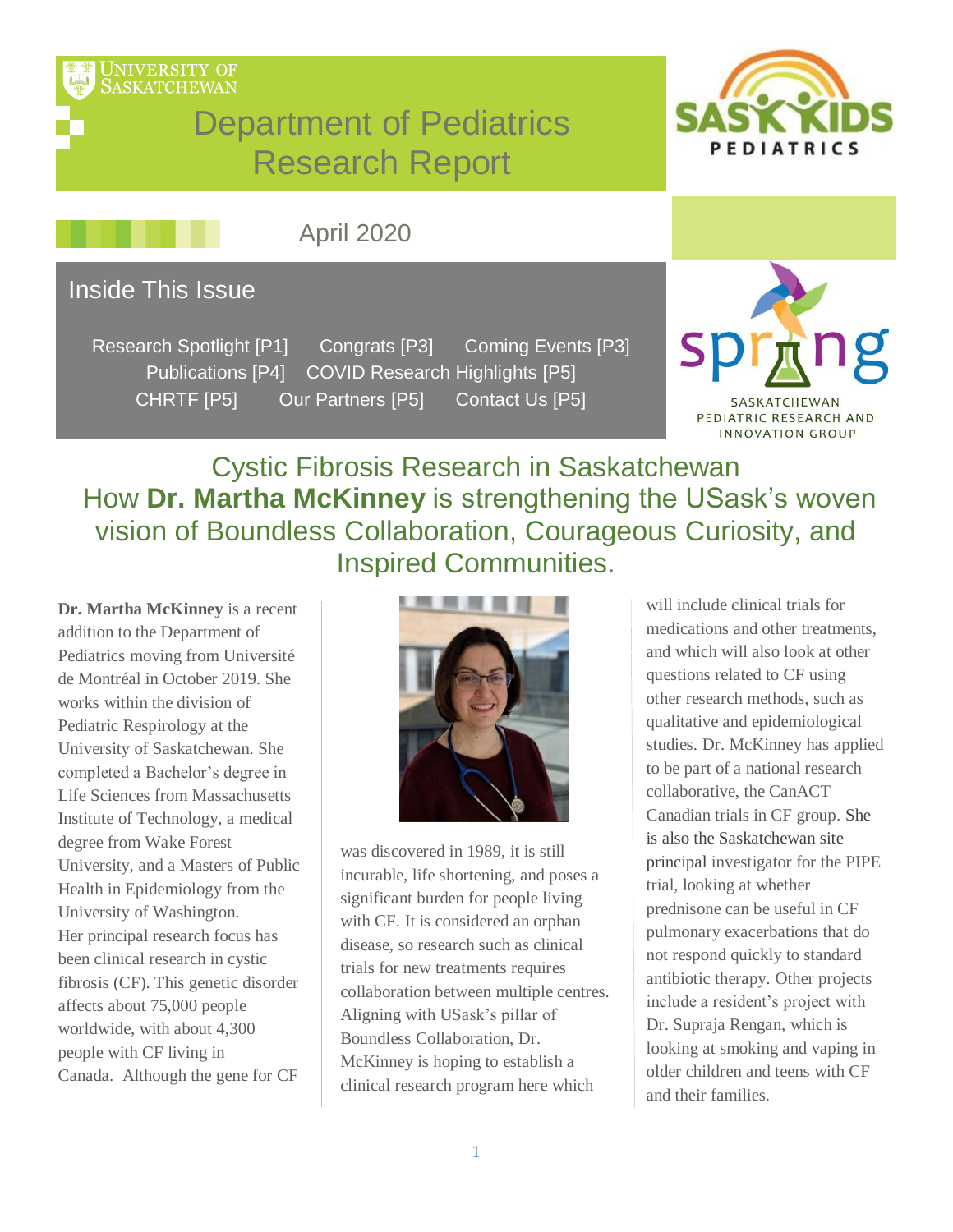University of Saskatchewan

# Department of Pediatrics Research Report

SASKIDS PEDIATRICS

April 2020

## Inside This Issue

Research Spotlight [P1] Congrats [P3] Coming Events [P3]
Publications [P4] COVID Research Highlights [P5]
CHRTF [P5] Our Partners [P5] Contact Us [P5]

spring SASKATCHEWAN PEDIATRIC RESEARCH AND INNOVATION GROUP

## Cystic Fibrosis Research in Saskatchewan
## How **Dr. Martha McKinney** is strengthening the USask's woven vision of Boundless Collaboration, Courageous Curiosity, and Inspired Communities.

**Dr. Martha McKinney** is a recent addition to the Department of Pediatrics moving from Université de Montréal in October 2019. She works within the division of Pediatric Respirology at the University of Saskatchewan. She completed a Bachelor's degree in Life Sciences from Massachusetts Institute of Technology, a medical degree from Wake Forest University, and a Masters of Public Health in Epidemiology from the University of Washington. Her principal research focus has been clinical research in cystic fibrosis (CF). This genetic disorder affects about 75,000 people worldwide, with about 4,300 people with CF living in Canada. Although the gene for CF was discovered in 1989, it is still incurable, life shortening, and poses a significant burden for people living with CF. It is considered an orphan disease, so research such as clinical trials for new treatments requires collaboration between multiple centres. Aligning with USask's pillar of Boundless Collaboration, Dr. McKinney is hoping to establish a clinical research program here which will include clinical trials for medications and other treatments, and which will also look at other questions related to CF using other research methods, such as qualitative and epidemiological studies. Dr. McKinney has applied to be part of a national research collaborative, the CanACT Canadian trials in CF group. She is also the Saskatchewan site principal investigator for the PIPE trial, looking at whether prednisone can be useful in CF pulmonary exacerbations that do not respond quickly to standard antibiotic therapy. Other projects include a resident's project with Dr. Supraja Rengan, which is looking at smoking and vaping in older children and teens with CF and their families.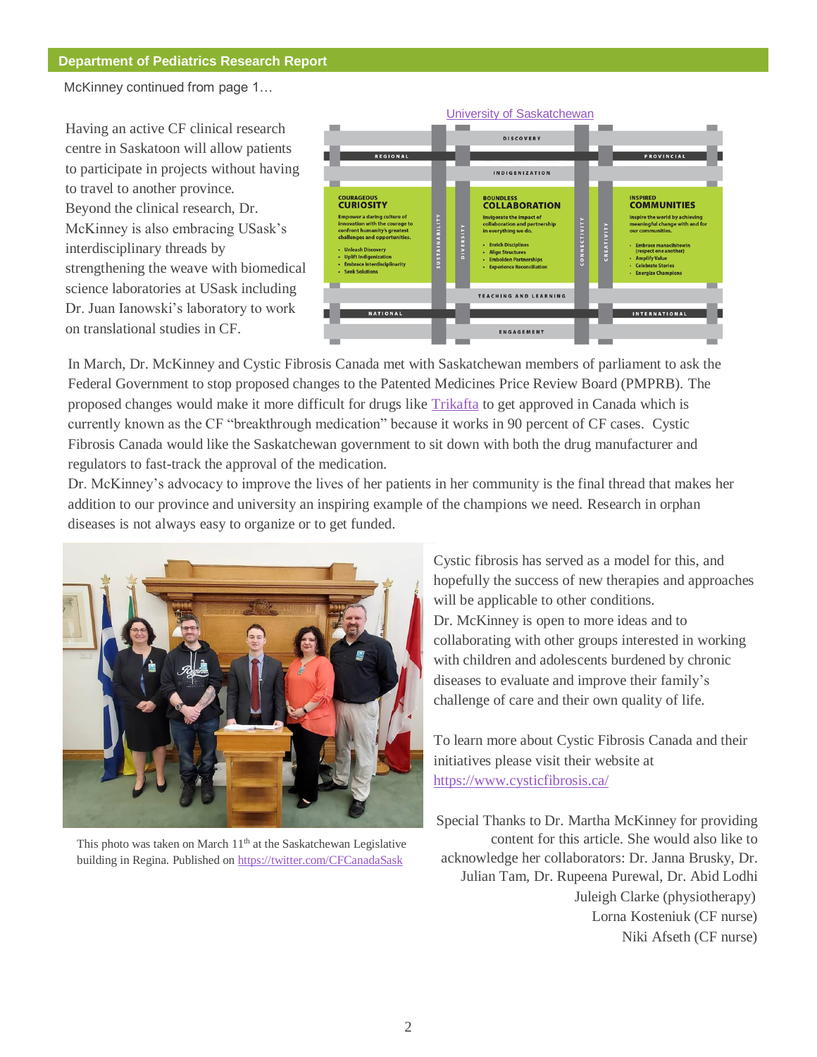**Department of Pediatrics Research Report**

McKinney continued from page 1…

Having an active CF clinical research centre in Saskatoon will allow patients to participate in projects without having to travel to another province. Beyond the clinical research, Dr. McKinney is also embracing USask's interdisciplinary threads by strengthening the weave with biomedical science laboratories at USask including Dr. Juan Ianowski's laboratory to work on translational studies in CF.

University of Saskatchewan

DISCOVERY

REGIONAL

PROVINCIAL

INDIGENIZATION

COURAGEOUS **CURIOSITY**

Empower a daring culture of innovation with the courage to confront humanity's greatest challenges and opportunities.

- Unleash Discovery
- Uplift Indigenization
- Embrace Interdisciplinarity
- Seek Solutions

BOUNDLESS **COLLABORATION**

Invigorate the impact of collaboration and partnership in everything we do.

- Enrich Disciplines
- Align Structures
- Embolden Partnerships
- Experience Reconciliation

INSPIRED **COMMUNITIES**

Inspire the world by achieving meaningful change with and for our communities.

- Embrace manachihitowin (respect one another)
- Amplify Value
- Celebrate Stories
- Energize Champions

SUSTAINABILITY

DIVERSITY

CONNECTIVITY

CREATIVITY

TEACHING AND LEARNING

NATIONAL

INTERNATIONAL

ENGAGEMENT

In March, Dr. McKinney and Cystic Fibrosis Canada met with Saskatchewan members of parliament to ask the Federal Government to stop proposed changes to the Patented Medicines Price Review Board (PMPRB). The proposed changes would make it more difficult for drugs like Trikafta to get approved in Canada which is currently known as the CF "breakthrough medication" because it works in 90 percent of CF cases. Cystic Fibrosis Canada would like the Saskatchewan government to sit down with both the drug manufacturer and regulators to fast-track the approval of the medication.

Dr. McKinney's advocacy to improve the lives of her patients in her community is the final thread that makes her addition to our province and university an inspiring example of the champions we need. Research in orphan diseases is not always easy to organize or to get funded.

This photo was taken on March 11th at the Saskatchewan Legislative building in Regina. Published on https://twitter.com/CFCanadaSask

Cystic fibrosis has served as a model for this, and hopefully the success of new therapies and approaches will be applicable to other conditions.

Dr. McKinney is open to more ideas and to collaborating with other groups interested in working with children and adolescents burdened by chronic diseases to evaluate and improve their family's challenge of care and their own quality of life.

To learn more about Cystic Fibrosis Canada and their initiatives please visit their website at https://www.cysticfibrosis.ca/

Special Thanks to Dr. Martha McKinney for providing content for this article. She would also like to acknowledge her collaborators: Dr. Janna Brusky, Dr. Julian Tam, Dr. Rupeena Purewal, Dr. Abid Lodhi
Juleigh Clarke (physiotherapy)
Lorna Kosteniuk (CF nurse)
Niki Afseth (CF nurse)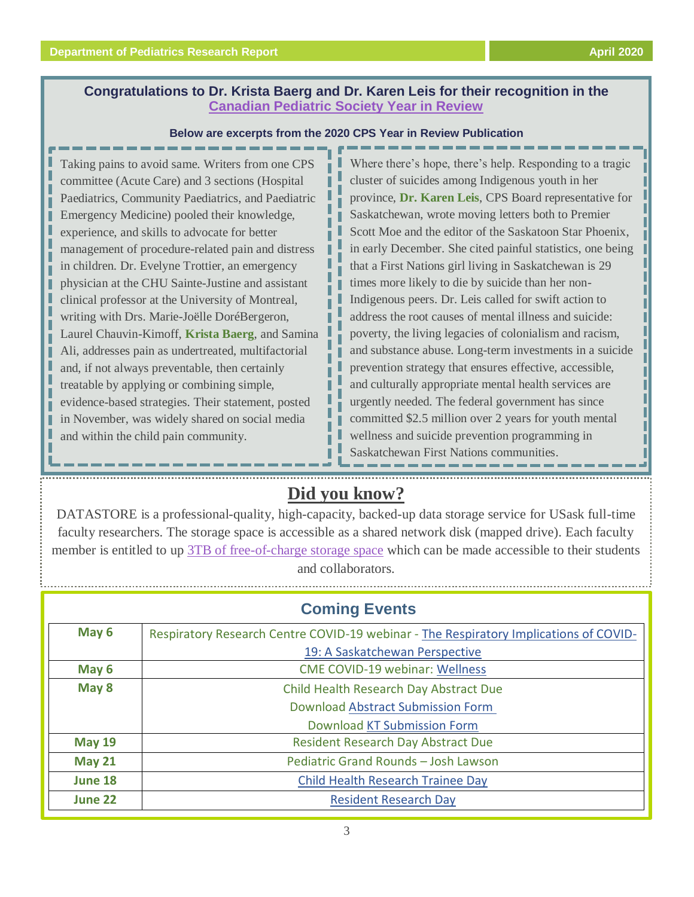**Congratulations to Dr. Krista Baerg and Dr. Karen Leis for their recognition in the Canadian Pediatric Society Year in Review**

**Below are excerpts from the 2020 CPS Year in Review Publication**

Taking pains to avoid same. Writers from one CPS committee (Acute Care) and 3 sections (Hospital Paediatrics, Community Paediatrics, and Paediatric Emergency Medicine) pooled their knowledge, experience, and skills to advocate for better management of procedure-related pain and distress in children. Dr. Evelyne Trottier, an emergency physician at the CHU Sainte-Justine and assistant clinical professor at the University of Montreal, writing with Drs. Marie-Joëlle DoréBergeron, Laurel Chauvin-Kimoff, **Krista Baerg**, and Samina Ali, addresses pain as undertreated, multifactorial and, if not always preventable, then certainly treatable by applying or combining simple, evidence-based strategies. Their statement, posted in November, was widely shared on social media and within the child pain community.

Where there's hope, there's help. Responding to a tragic cluster of suicides among Indigenous youth in her province, **Dr. Karen Leis**, CPS Board representative for Saskatchewan, wrote moving letters both to Premier Scott Moe and the editor of the Saskatoon Star Phoenix, in early December. She cited painful statistics, one being that a First Nations girl living in Saskatchewan is 29 times more likely to die by suicide than her non-Indigenous peers. Dr. Leis called for swift action to address the root causes of mental illness and suicide: poverty, the living legacies of colonialism and racism, and substance abuse. Long-term investments in a suicide prevention strategy that ensures effective, accessible, and culturally appropriate mental health services are urgently needed. The federal government has since committed $2.5 million over 2 years for youth mental wellness and suicide prevention programming in Saskatchewan First Nations communities.

## Did you know?

DATASTORE is a professional-quality, high-capacity, backed-up data storage service for USask full-time faculty researchers. The storage space is accessible as a shared network disk (mapped drive). Each faculty member is entitled to up 3TB of free-of-charge storage space which can be made accessible to their students and collaborators.

## Coming Events

| | |
|---|---|
| **May 6** | Respiratory Research Centre COVID-19 webinar - The Respiratory Implications of COVID-19: A Saskatchewan Perspective |
| **May 6** | CME COVID-19 webinar: Wellness |
| **May 8** | Child Health Research Day Abstract Due<br>Download Abstract Submission Form<br>Download KT Submission Form |
| **May 19** | Resident Research Day Abstract Due |
| **May 21** | Pediatric Grand Rounds – Josh Lawson |
| **June 18** | Child Health Research Trainee Day |
| **June 22** | Resident Research Day |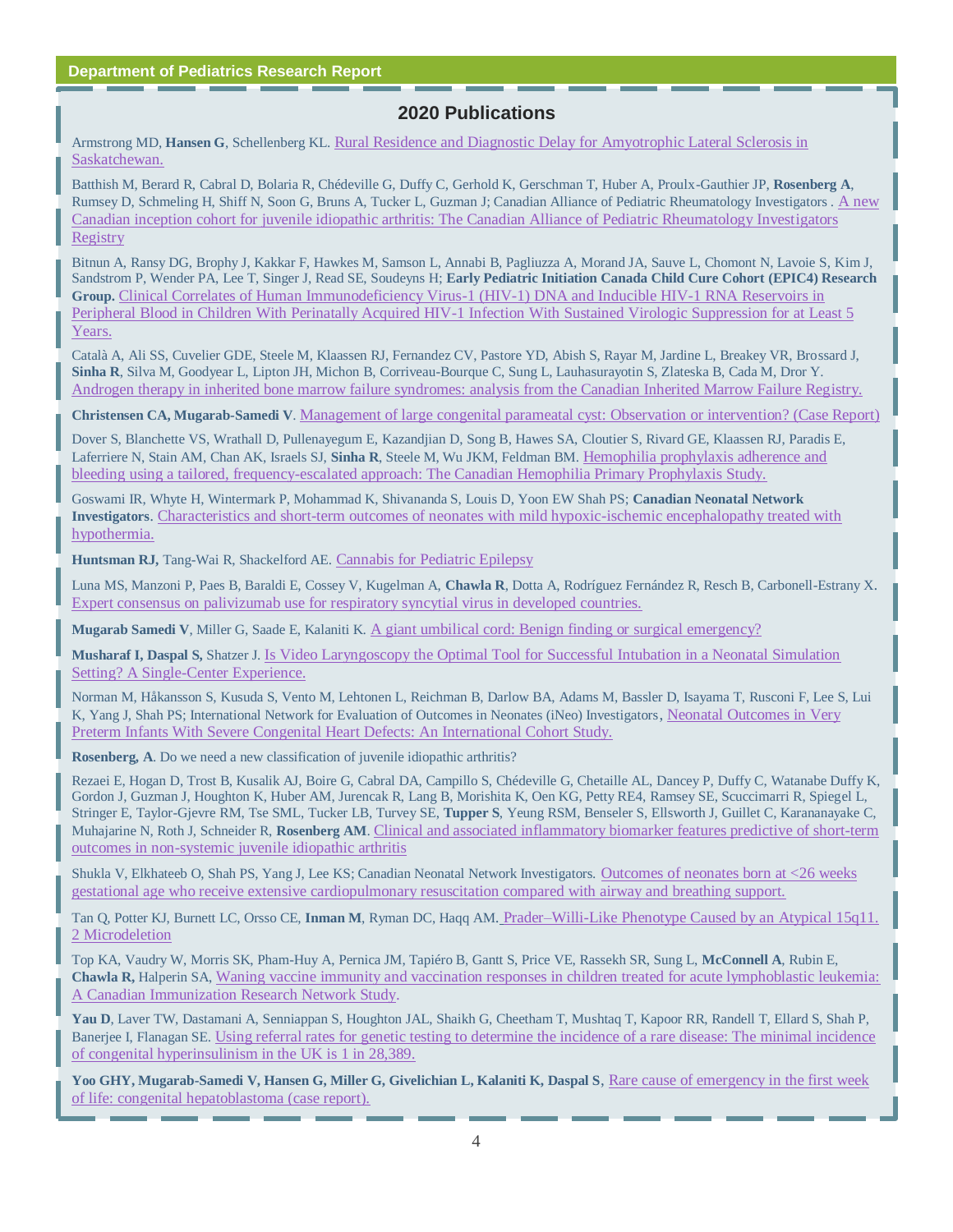## 2020 Publications

Armstrong MD, **Hansen G**, Schellenberg KL. Rural Residence and Diagnostic Delay for Amyotrophic Lateral Sclerosis in Saskatchewan.

Batthish M, Berard R, Cabral D, Bolaria R, Chédeville G, Duffy C, Gerhold K, Gerschman T, Huber A, Proulx-Gauthier JP, **Rosenberg A**, Rumsey D, Schmeling H, Shiff N, Soon G, Bruns A, Tucker L, Guzman J; Canadian Alliance of Pediatric Rheumatology Investigators . A new Canadian inception cohort for juvenile idiopathic arthritis: The Canadian Alliance of Pediatric Rheumatology Investigators Registry

Bitnun A, Ransy DG, Brophy J, Kakkar F, Hawkes M, Samson L, Annabi B, Pagliuzza A, Morand JA, Sauve L, Chomont N, Lavoie S, Kim J, Sandstrom P, Wender PA, Lee T, Singer J, Read SE, Soudeyns H; **Early Pediatric Initiation Canada Child Cure Cohort (EPIC4) Research Group.** Clinical Correlates of Human Immunodeficiency Virus-1 (HIV-1) DNA and Inducible HIV-1 RNA Reservoirs in Peripheral Blood in Children With Perinatally Acquired HIV-1 Infection With Sustained Virologic Suppression for at Least 5 Years.

Català A, Ali SS, Cuvelier GDE, Steele M, Klaassen RJ, Fernandez CV, Pastore YD, Abish S, Rayar M, Jardine L, Breakey VR, Brossard J, **Sinha R**, Silva M, Goodyear L, Lipton JH, Michon B, Corriveau-Bourque C, Sung L, Lauhasurayotin S, Zlateska B, Cada M, Dror Y. Androgen therapy in inherited bone marrow failure syndromes: analysis from the Canadian Inherited Marrow Failure Registry.

**Christensen CA, Mugarab-Samedi V**. Management of large congenital parameatal cyst: Observation or intervention? (Case Report)

Dover S, Blanchette VS, Wrathall D, Pullenayegum E, Kazandjian D, Song B, Hawes SA, Cloutier S, Rivard GE, Klaassen RJ, Paradis E, Laferriere N, Stain AM, Chan AK, Israels SJ, **Sinha R**, Steele M, Wu JKM, Feldman BM. Hemophilia prophylaxis adherence and bleeding using a tailored, frequency-escalated approach: The Canadian Hemophilia Primary Prophylaxis Study.

Goswami IR, Whyte H, Wintermark P, Mohammad K, Shivananda S, Louis D, Yoon EW Shah PS; **Canadian Neonatal Network Investigators**. Characteristics and short-term outcomes of neonates with mild hypoxic-ischemic encephalopathy treated with hypothermia.

**Huntsman RJ,** Tang-Wai R, Shackelford AE. Cannabis for Pediatric Epilepsy

Luna MS, Manzoni P, Paes B, Baraldi E, Cossey V, Kugelman A, **Chawla R**, Dotta A, Rodríguez Fernández R, Resch B, Carbonell-Estrany X. Expert consensus on palivizumab use for respiratory syncytial virus in developed countries.

**Mugarab Samedi V**, Miller G, Saade E, Kalaniti K. A giant umbilical cord: Benign finding or surgical emergency?

**Musharaf I, Daspal S,** Shatzer J. Is Video Laryngoscopy the Optimal Tool for Successful Intubation in a Neonatal Simulation Setting? A Single-Center Experience.

Norman M, Håkansson S, Kusuda S, Vento M, Lehtonen L, Reichman B, Darlow BA, Adams M, Bassler D, Isayama T, Rusconi F, Lee S, Lui K, Yang J, Shah PS; International Network for Evaluation of Outcomes in Neonates (iNeo) Investigators, Neonatal Outcomes in Very Preterm Infants With Severe Congenital Heart Defects: An International Cohort Study.

**Rosenberg, A**. Do we need a new classification of juvenile idiopathic arthritis?

Rezaei E, Hogan D, Trost B, Kusalik AJ, Boire G, Cabral DA, Campillo S, Chédeville G, Chetaille AL, Dancey P, Duffy C, Watanabe Duffy K, Gordon J, Guzman J, Houghton K, Huber AM, Jurencak R, Lang B, Morishita K, Oen KG, Petty RE4, Ramsey SE, Scuccimarri R, Spiegel L, Stringer E, Taylor-Gjevre RM, Tse SML, Tucker LB, Turvey SE, **Tupper S**, Yeung RSM, Benseler S, Ellsworth J, Guillet C, Karananayake C, Muhajarine N, Roth J, Schneider R, **Rosenberg AM**. Clinical and associated inflammatory biomarker features predictive of short-term outcomes in non-systemic juvenile idiopathic arthritis

Shukla V, Elkhateeb O, Shah PS, Yang J, Lee KS; Canadian Neonatal Network Investigators. Outcomes of neonates born at <26 weeks gestational age who receive extensive cardiopulmonary resuscitation compared with airway and breathing support.

Tan Q, Potter KJ, Burnett LC, Orsso CE, **Inman M**, Ryman DC, Haqq AM. Prader–Willi-Like Phenotype Caused by an Atypical 15q11.2 Microdeletion

Top KA, Vaudry W, Morris SK, Pham-Huy A, Pernica JM, Tapiéro B, Gantt S, Price VE, Rassekh SR, Sung L, **McConnell A**, Rubin E, **Chawla R,** Halperin SA, Waning vaccine immunity and vaccination responses in children treated for acute lymphoblastic leukemia: A Canadian Immunization Research Network Study.

**Yau D**, Laver TW, Dastamani A, Senniappan S, Houghton JAL, Shaikh G, Cheetham T, Mushtaq T, Kapoor RR, Randell T, Ellard S, Shah P, Banerjee I, Flanagan SE. Using referral rates for genetic testing to determine the incidence of a rare disease: The minimal incidence of congenital hyperinsulinism in the UK is 1 in 28,389.

**Yoo GHY, Mugarab-Samedi V, Hansen G, Miller G, Givelichian L, Kalaniti K, Daspal S**, Rare cause of emergency in the first week of life: congenital hepatoblastoma (case report).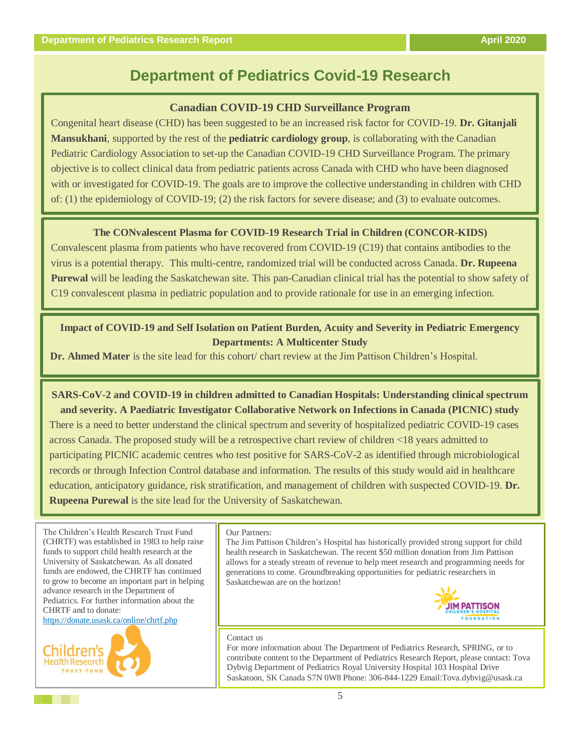# Department of Pediatrics Covid-19 Research

### Canadian COVID-19 CHD Surveillance Program

Congenital heart disease (CHD) has been suggested to be an increased risk factor for COVID-19. **Dr. Gitanjali Mansukhani**, supported by the rest of the **pediatric cardiology group**, is collaborating with the Canadian Pediatric Cardiology Association to set-up the Canadian COVID-19 CHD Surveillance Program. The primary objective is to collect clinical data from pediatric patients across Canada with CHD who have been diagnosed with or investigated for COVID-19. The goals are to improve the collective understanding in children with CHD of: (1) the epidemiology of COVID-19; (2) the risk factors for severe disease; and (3) to evaluate outcomes.

### The CONvalescent Plasma for COVID-19 Research Trial in Children (CONCOR-KIDS)

Convalescent plasma from patients who have recovered from COVID-19 (C19) that contains antibodies to the virus is a potential therapy. This multi-centre, randomized trial will be conducted across Canada. **Dr. Rupeena Purewal** will be leading the Saskatchewan site. This pan-Canadian clinical trial has the potential to show safety of C19 convalescent plasma in pediatric population and to provide rationale for use in an emerging infection.

### Impact of COVID-19 and Self Isolation on Patient Burden, Acuity and Severity in Pediatric Emergency Departments: A Multicenter Study

**Dr. Ahmed Mater** is the site lead for this cohort/ chart review at the Jim Pattison Children's Hospital.

### SARS-CoV-2 and COVID-19 in children admitted to Canadian Hospitals: Understanding clinical spectrum and severity. A Paediatric Investigator Collaborative Network on Infections in Canada (PICNIC) study

There is a need to better understand the clinical spectrum and severity of hospitalized pediatric COVID-19 cases across Canada. The proposed study will be a retrospective chart review of children <18 years admitted to participating PICNIC academic centres who test positive for SARS-CoV-2 as identified through microbiological records or through Infection Control database and information. The results of this study would aid in healthcare education, anticipatory guidance, risk stratification, and management of children with suspected COVID-19. **Dr. Rupeena Purewal** is the site lead for the University of Saskatchewan.

---

The Children's Health Research Trust Fund (CHRTF) was established in 1983 to help raise funds to support child health research at the University of Saskatchewan. As all donated funds are endowed, the CHRTF has continued to grow to become an important part in helping advance research in the Department of Pediatrics. For further information about the CHRTF and to donate: https://donate.usask.ca/online/chrtf.php

Our Partners:
The Jim Pattison Children's Hospital has historically provided strong support for child health research in Saskatchewan. The recent $50 million donation from Jim Pattison allows for a steady stream of revenue to help meet research and programming needs for generations to come. Groundbreaking opportunities for pediatric researchers in Saskatchewan are on the horizon!

Contact us
For more information about The Department of Pediatrics Research, SPRING, or to contribute content to the Department of Pediatrics Research Report, please contact: Tova Dybvig Department of Pediatrics Royal University Hospital 103 Hospital Drive Saskatoon, SK Canada S7N 0W8 Phone: 306-844-1229 Email:Tova.dybvig@usask.ca